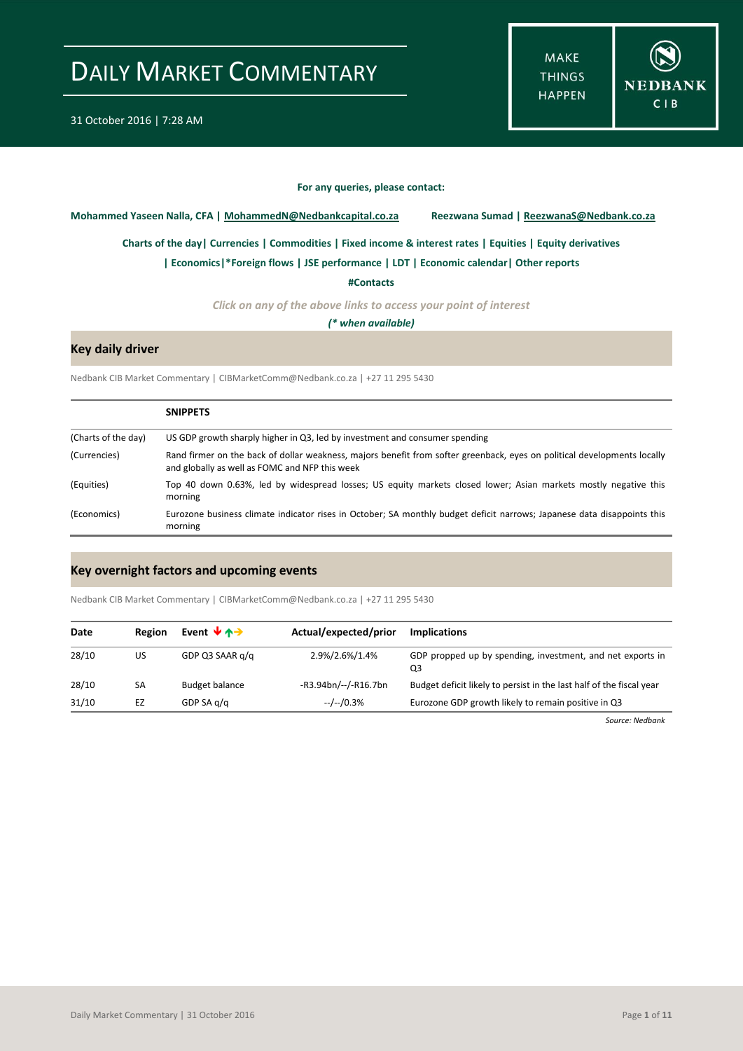# DAILY MARKET COMMENTARY

31 October 2016 | 7:28 AM

MAKE THINGS HAPPEN

NEDBANK CIB

**For any queries, please contact:**

**Mohammed Yaseen Nalla, CFA | MohammedN@Nedbankcapital.co.za** **Reezwana Sumad | ReezwanaS@Nedbank.co.za**

**Charts of the day| Currencies | Commodities | Fixed income & interest rates | Equities | Equity derivatives**

**| Economics|*Foreign flows | JSE performance | LDT | Economic calendar| Other reports**

**#Contacts**

***Click on any of the above links to access your point of interest***

***(* when available)***

## Key daily driver

Nedbank CIB Market Commentary | CIBMarketComm@Nedbank.co.za | +27 11 295 5430

| | SNIPPETS |
|---|---|
| (Charts of the day) | US GDP growth sharply higher in Q3, led by investment and consumer spending |
| (Currencies) | Rand firmer on the back of dollar weakness, majors benefit from softer greenback, eyes on political developments locally and globally as well as FOMC and NFP this week |
| (Equities) | Top 40 down 0.63%, led by widespread losses; US equity markets closed lower; Asian markets mostly negative this morning |
| (Economics) | Eurozone business climate indicator rises in October; SA monthly budget deficit narrows; Japanese data disappoints this morning |

## Key overnight factors and upcoming events

Nedbank CIB Market Commentary | CIBMarketComm@Nedbank.co.za | +27 11 295 5430

| Date | Region | Event ↓↑→ | Actual/expected/prior | Implications |
|---|---|---|---|---|
| 28/10 | US | GDP Q3 SAAR q/q | 2.9%/2.6%/1.4% | GDP propped up by spending, investment, and net exports in Q3 |
| 28/10 | SA | Budget balance | -R3.94bn/--/-R16.7bn | Budget deficit likely to persist in the last half of the fiscal year |
| 31/10 | EZ | GDP SA q/q | --/--/0.3% | Eurozone GDP growth likely to remain positive in Q3 |

*Source: Nedbank*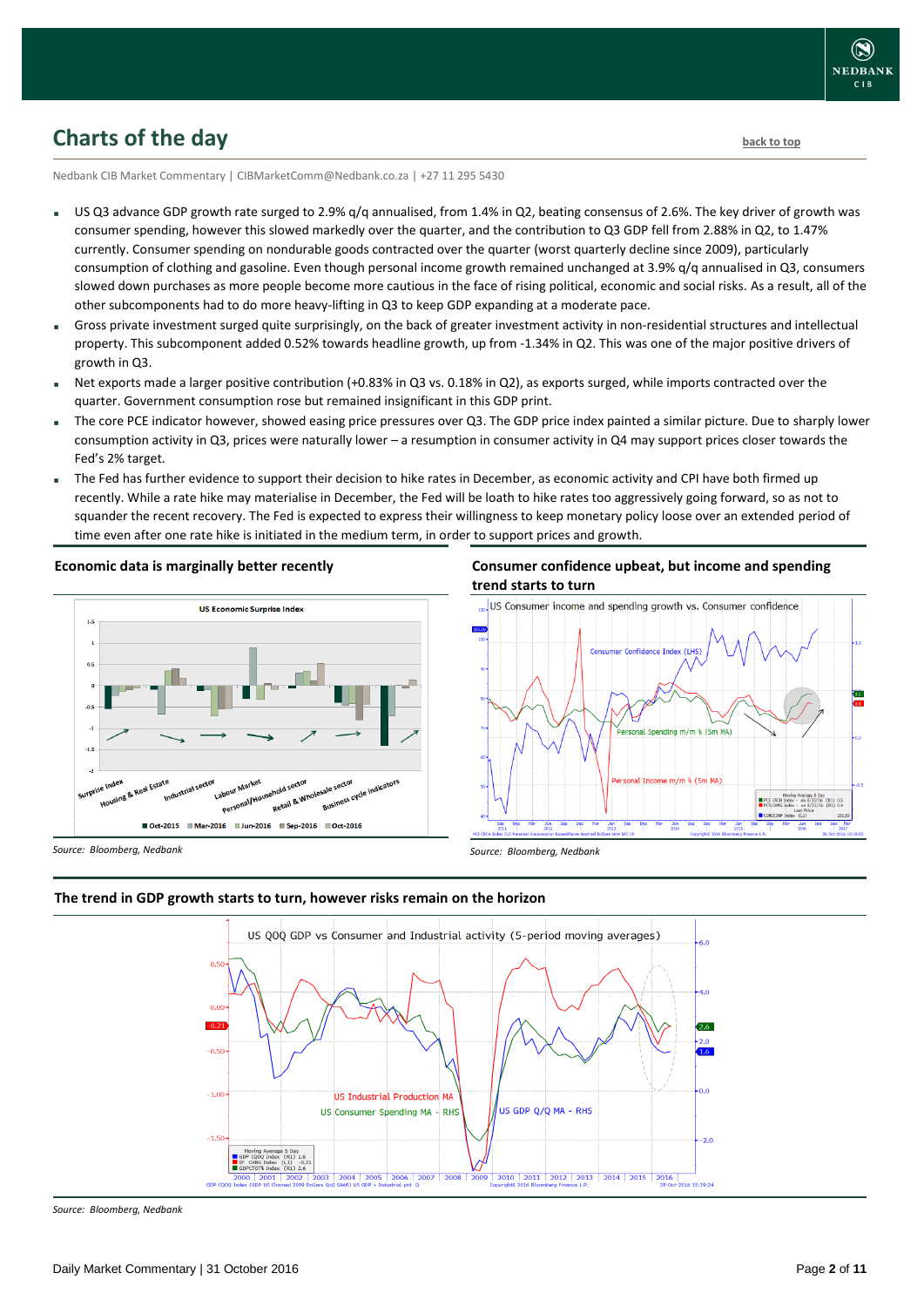## Charts of the day

Nedbank CIB Market Commentary | CIBMarketComm@Nedbank.co.za | +27 11 295 5430

- US Q3 advance GDP growth rate surged to 2.9% q/q annualised, from 1.4% in Q2, beating consensus of 2.6%. The key driver of growth was consumer spending, however this slowed markedly over the quarter, and the contribution to Q3 GDP fell from 2.88% in Q2, to 1.47% currently. Consumer spending on nondurable goods contracted over the quarter (worst quarterly decline since 2009), particularly consumption of clothing and gasoline. Even though personal income growth remained unchanged at 3.9% q/q annualised in Q3, consumers slowed down purchases as more people become more cautious in the face of rising political, economic and social risks. As a result, all of the other subcomponents had to do more heavy-lifting in Q3 to keep GDP expanding at a moderate pace.
- Gross private investment surged quite surprisingly, on the back of greater investment activity in non-residential structures and intellectual property. This subcomponent added 0.52% towards headline growth, up from -1.34% in Q2. This was one of the major positive drivers of growth in Q3.
- Net exports made a larger positive contribution (+0.83% in Q3 vs. 0.18% in Q2), as exports surged, while imports contracted over the quarter. Government consumption rose but remained insignificant in this GDP print.
- The core PCE indicator however, showed easing price pressures over Q3. The GDP price index painted a similar picture. Due to sharply lower consumption activity in Q3, prices were naturally lower – a resumption in consumer activity in Q4 may support prices closer towards the Fed's 2% target.
- The Fed has further evidence to support their decision to hike rates in December, as economic activity and CPI have both firmed up recently. While a rate hike may materialise in December, the Fed will be loath to hike rates too aggressively going forward, so as not to squander the recent recovery. The Fed is expected to express their willingness to keep monetary policy loose over an extended period of time even after one rate hike is initiated in the medium term, in order to support prices and growth.

**Economic data is marginally better recently**

Source: Bloomberg, Nedbank

**Consumer confidence upbeat, but income and spending trend starts to turn**

Source: Bloomberg, Nedbank

**The trend in GDP growth starts to turn, however risks remain on the horizon**

Source: Bloomberg, Nedbank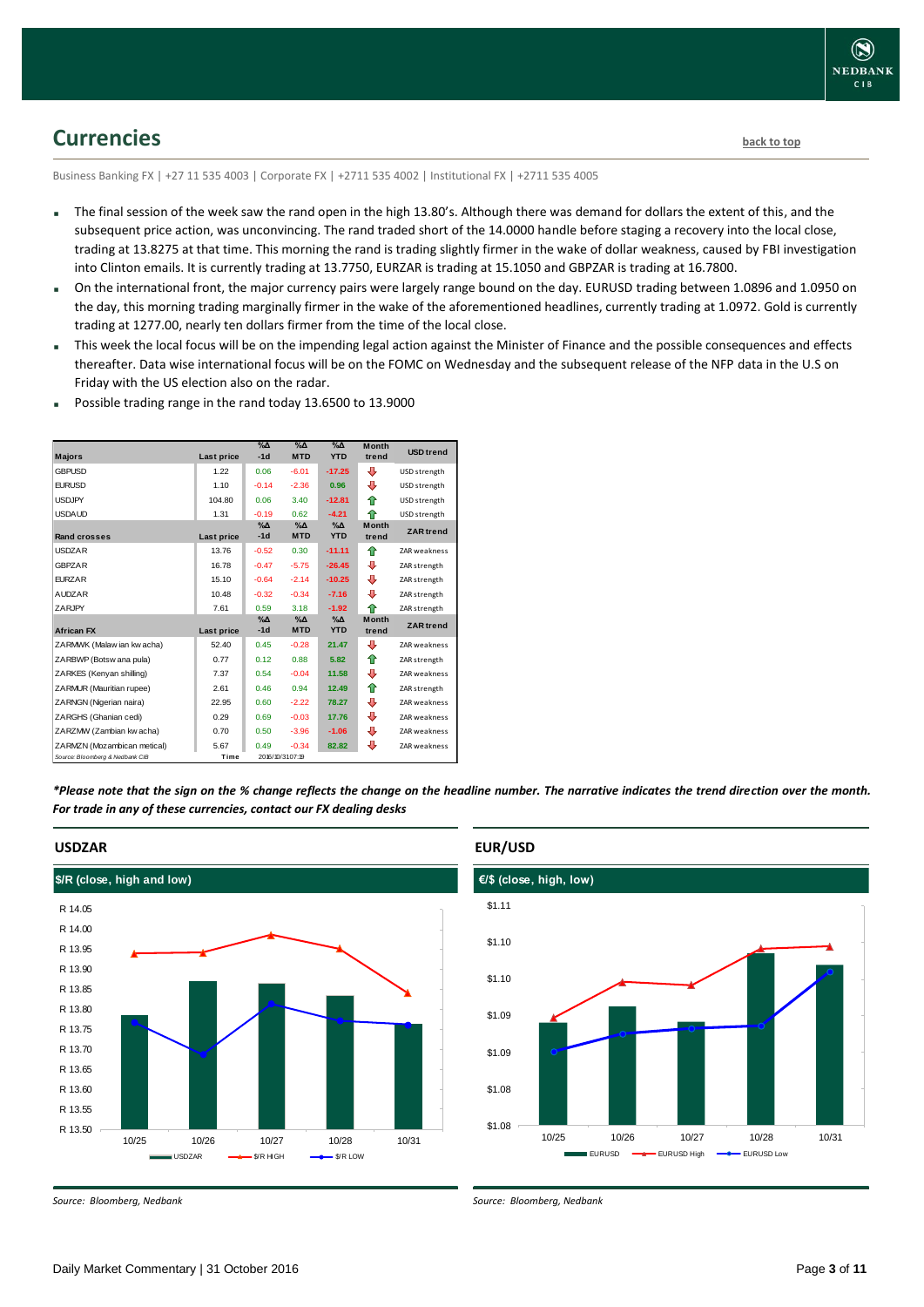## Currencies

back to top

Business Banking FX | +27 11 535 4003 | Corporate FX | +2711 535 4002 | Institutional FX | +2711 535 4005

- The final session of the week saw the rand open in the high 13.80's. Although there was demand for dollars the extent of this, and the subsequent price action, was unconvincing. The rand traded short of the 14.0000 handle before staging a recovery into the local close, trading at 13.8275 at that time. This morning the rand is trading slightly firmer in the wake of dollar weakness, caused by FBI investigation into Clinton emails. It is currently trading at 13.7750, EURZAR is trading at 15.1050 and GBPZAR is trading at 16.7800.
- On the international front, the major currency pairs were largely range bound on the day. EURUSD trading between 1.0896 and 1.0950 on the day, this morning trading marginally firmer in the wake of the aforementioned headlines, currently trading at 1.0972. Gold is currently trading at 1277.00, nearly ten dollars firmer from the time of the local close.
- This week the local focus will be on the impending legal action against the Minister of Finance and the possible consequences and effects thereafter. Data wise international focus will be on the FOMC on Wednesday and the subsequent release of the NFP data in the U.S on Friday with the US election also on the radar.
- Possible trading range in the rand today 13.6500 to 13.9000

| Majors | Last price | %Δ -1d | %Δ MTD | %Δ YTD | Month trend | USD trend |
|---|---|---|---|---|---|---|
| GBPUSD | 1.22 | 0.06 | -6.01 | -17.25 | ⇩ | USD strength |
| EURUSD | 1.10 | -0.14 | -2.36 | 0.96 | ⇩ | USD strength |
| USDJPY | 104.80 | 0.06 | 3.40 | -12.81 | ⇧ | USD strength |
| USDAUD | 1.31 | -0.19 | 0.62 | -4.21 | ⇧ | USD strength |
| **Rand crosses** | **Last price** | **%Δ -1d** | **%Δ MTD** | **%Δ YTD** | **Month trend** | **ZAR trend** |
| USDZAR | 13.76 | -0.52 | 0.30 | -11.11 | ⇧ | ZAR weakness |
| GBPZAR | 16.78 | -0.47 | -5.75 | -26.45 | ⇩ | ZAR strength |
| EURZAR | 15.10 | -0.64 | -2.14 | -10.25 | ⇩ | ZAR strength |
| AUDZAR | 10.48 | -0.32 | -0.34 | -7.16 | ⇩ | ZAR strength |
| ZARJPY | 7.61 | 0.59 | 3.18 | -1.92 | ⇧ | ZAR strength |
| **African FX** | **Last price** | **%Δ -1d** | **%Δ MTD** | **%Δ YTD** | **Month trend** | **ZAR trend** |
| ZARMWK (Malawian kwacha) | 52.40 | 0.45 | -0.28 | 21.47 | ⇩ | ZAR weakness |
| ZARBWP (Botswana pula) | 0.77 | 0.12 | 0.88 | 5.82 | ⇧ | ZAR strength |
| ZARKES (Kenyan shilling) | 7.37 | 0.54 | -0.04 | 11.58 | ⇩ | ZAR weakness |
| ZARMUR (Mauritian rupee) | 2.61 | 0.46 | 0.94 | 12.49 | ⇧ | ZAR strength |
| ZARNGN (Nigerian naira) | 22.95 | 0.60 | -2.22 | 78.27 | ⇩ | ZAR weakness |
| ZARGHS (Ghanian cedi) | 0.29 | 0.69 | -0.03 | 17.76 | ⇩ | ZAR weakness |
| ZARZMW (Zambian kwacha) | 0.70 | 0.50 | -3.96 | -1.06 | ⇩ | ZAR weakness |
| ZARMZN (Mozambican metical) | 5.67 | 0.49 | -0.34 | 82.82 | ⇩ | ZAR weakness |

Source: Bloomberg & Nedbank CIB — Time 2016/10/31 07:19

*\*Please note that the sign on the % change reflects the change on the headline number. The narrative indicates the trend direction over the month. For trade in any of these currencies, contact our FX dealing desks*

### USDZAR

$/R (close, high and low)

Source: Bloomberg, Nedbank

### EUR/USD

€/$ (close, high, low)

Source: Bloomberg, Nedbank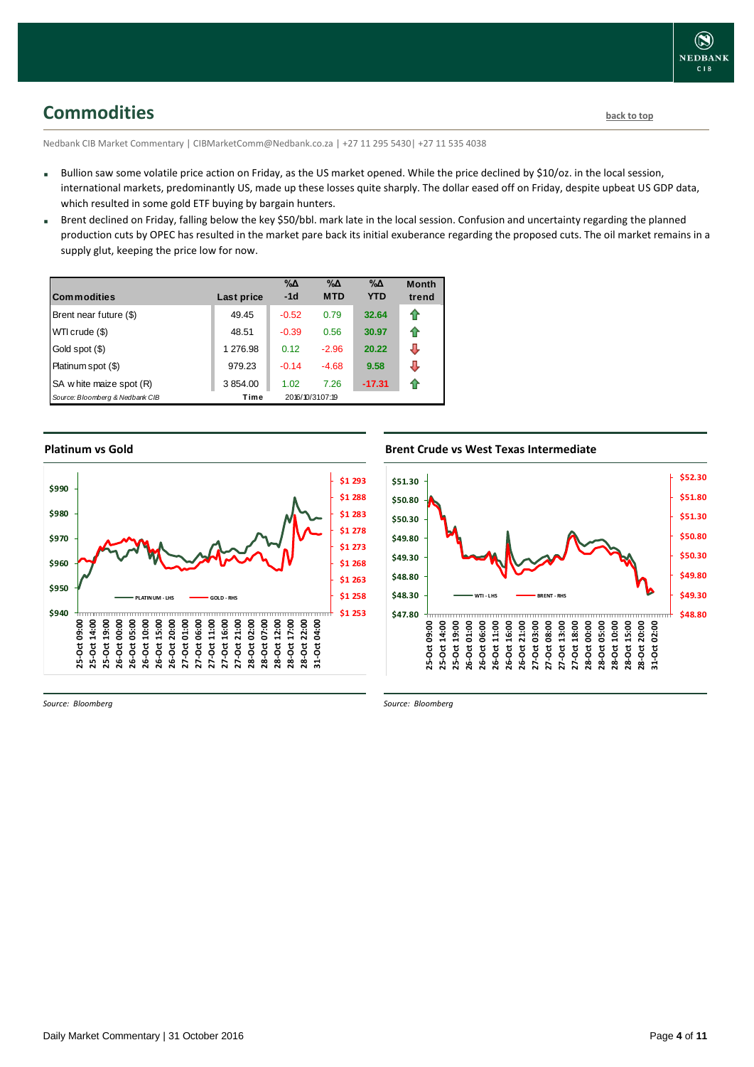## Commodities

back to top

Nedbank CIB Market Commentary | CIBMarketComm@Nedbank.co.za | +27 11 295 5430| +27 11 535 4038

- Bullion saw some volatile price action on Friday, as the US market opened. While the price declined by $10/oz. in the local session, international markets, predominantly US, made up these losses quite sharply. The dollar eased off on Friday, despite upbeat US GDP data, which resulted in some gold ETF buying by bargain hunters.
- Brent declined on Friday, falling below the key $50/bbl. mark late in the local session. Confusion and uncertainty regarding the planned production cuts by OPEC has resulted in the market pare back its initial exuberance regarding the proposed cuts. The oil market remains in a supply glut, keeping the price low for now.

| Commodities | Last price | %Δ -1d | %Δ MTD | %Δ YTD | Month trend |
|---|---|---|---|---|---|
| Brent near future ($) | 49.45 | -0.52 | 0.79 | 32.64 | ⇧ |
| WTI crude ($) | 48.51 | -0.39 | 0.56 | 30.97 | ⇧ |
| Gold spot ($) | 1 276.98 | 0.12 | -2.96 | 20.22 | ⇩ |
| Platinum spot ($) | 979.23 | -0.14 | -4.68 | 9.58 | ⇩ |
| SA white maize spot (R) | 3 854.00 | 1.02 | 7.26 | -17.31 | ⇧ |
| Source: Bloomberg & Nedbank CIB | Time | 2016/10/31 07:19 | | | |

### Platinum vs Gold

Source: Bloomberg

### Brent Crude vs West Texas Intermediate

Source: Bloomberg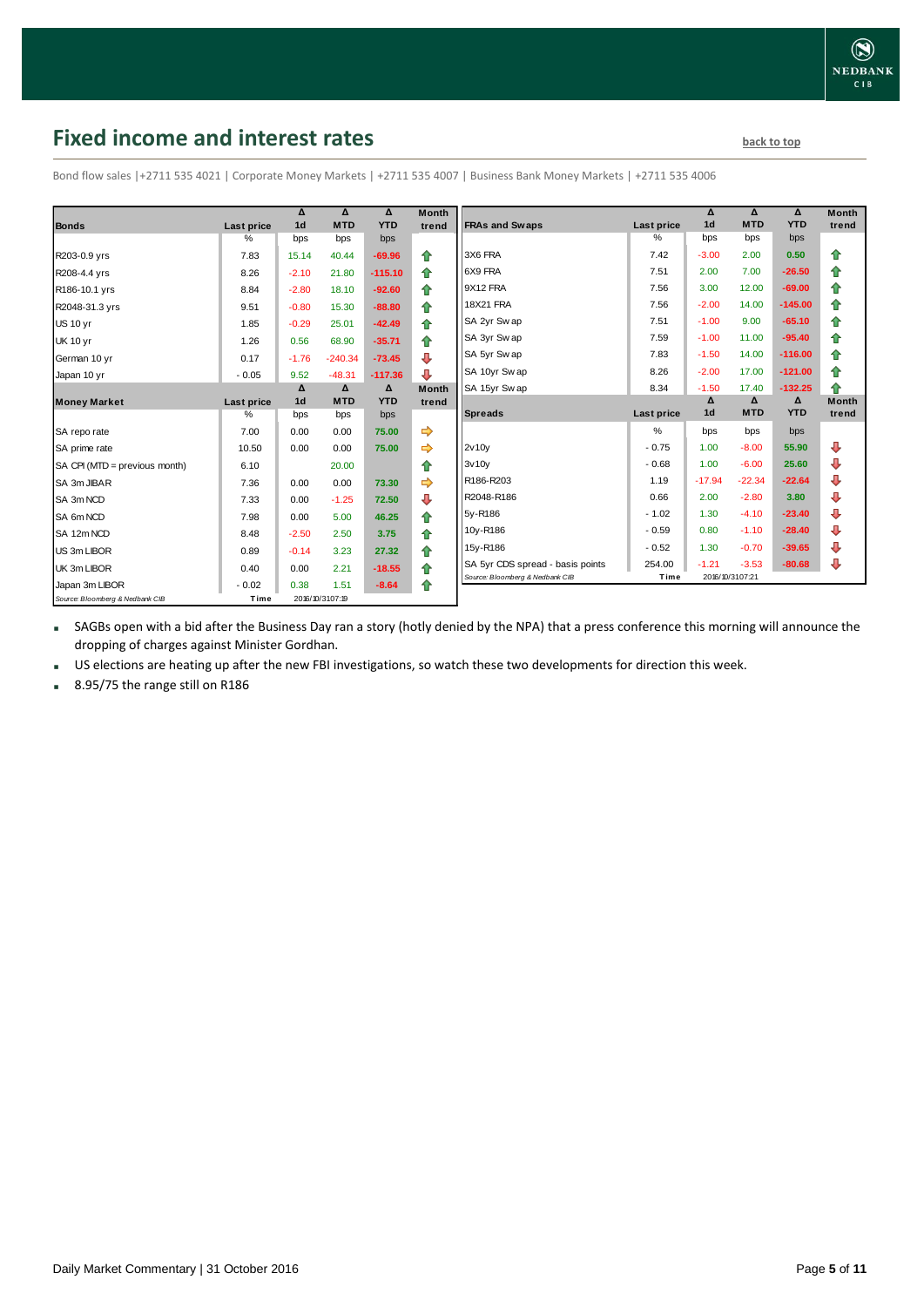## Fixed income and interest rates

back to top

Bond flow sales |+2711 535 4021 | Corporate Money Markets | +2711 535 4007 | Business Bank Money Markets | +2711 535 4006

| Bonds | Last price | Δ 1d | Δ MTD | Δ YTD | Month trend |
|---|---|---|---|---|---|
| | % | bps | bps | bps | |
| R203-0.9 yrs | 7.83 | 15.14 | 40.44 | -69.96 | ⇧ |
| R208-4.4 yrs | 8.26 | -2.10 | 21.80 | -115.10 | ⇧ |
| R186-10.1 yrs | 8.84 | -2.80 | 18.10 | -92.60 | ⇧ |
| R2048-31.3 yrs | 9.51 | -0.80 | 15.30 | -88.80 | ⇧ |
| US 10 yr | 1.85 | -0.29 | 25.01 | -42.49 | ⇧ |
| UK 10 yr | 1.26 | 0.56 | 68.90 | -35.71 | ⇧ |
| German 10 yr | 0.17 | -1.76 | -240.34 | -73.45 | ⇩ |
| Japan 10 yr | -0.05 | 9.52 | -48.31 | -117.36 | ⇩ |

| Money Market | Last price | Δ 1d | Δ MTD | Δ YTD | Month trend |
|---|---|---|---|---|---|
| | % | bps | bps | bps | |
| SA repo rate | 7.00 | 0.00 | 0.00 | 75.00 | ⇨ |
| SA prime rate | 10.50 | 0.00 | 0.00 | 75.00 | ⇨ |
| SA CPI (MTD = previous month) | 6.10 | | 20.00 | | ⇧ |
| SA 3m JIBAR | 7.36 | 0.00 | 0.00 | 73.30 | ⇨ |
| SA 3m NCD | 7.33 | 0.00 | -1.25 | 72.50 | ⇩ |
| SA 6m NCD | 7.98 | 0.00 | 5.00 | 46.25 | ⇧ |
| SA 12m NCD | 8.48 | -2.50 | 2.50 | 3.75 | ⇧ |
| US 3m LIBOR | 0.89 | -0.14 | 3.23 | 27.32 | ⇧ |
| UK 3m LIBOR | 0.40 | 0.00 | 2.21 | -18.55 | ⇧ |
| Japan 3m LIBOR | -0.02 | 0.38 | 1.51 | -8.64 | ⇧ |

Source: Bloomberg & Nedbank CIB | Time 2016/10/31 07:19

| FRAs and Swaps | Last price | Δ 1d | Δ MTD | Δ YTD | Month trend |
|---|---|---|---|---|---|
| | % | bps | bps | bps | |
| 3X6 FRA | 7.42 | -3.00 | 2.00 | 0.50 | ⇧ |
| 6X9 FRA | 7.51 | 2.00 | 7.00 | -26.50 | ⇧ |
| 9X12 FRA | 7.56 | 3.00 | 12.00 | -69.00 | ⇧ |
| 18X21 FRA | 7.56 | -2.00 | 14.00 | -145.00 | ⇧ |
| SA 2yr Swap | 7.51 | -1.00 | 9.00 | -65.10 | ⇧ |
| SA 3yr Swap | 7.59 | -1.00 | 11.00 | -95.40 | ⇧ |
| SA 5yr Swap | 7.83 | -1.50 | 14.00 | -116.00 | ⇧ |
| SA 10yr Swap | 8.26 | -2.00 | 17.00 | -121.00 | ⇧ |
| SA 15yr Swap | 8.34 | -1.50 | 17.40 | -132.25 | ⇧ |

| Spreads | Last price | Δ 1d | Δ MTD | Δ YTD | Month trend |
|---|---|---|---|---|---|
| | % | bps | bps | bps | |
| 2v10y | -0.75 | 1.00 | -8.00 | 55.90 | ⇩ |
| 3v10y | -0.68 | 1.00 | -6.00 | 25.60 | ⇩ |
| R186-R203 | 1.19 | -17.94 | -22.34 | -22.64 | ⇩ |
| R2048-R186 | 0.66 | 2.00 | -2.80 | 3.80 | ⇩ |
| 5y-R186 | -1.02 | 1.30 | -4.10 | -23.40 | ⇩ |
| 10y-R186 | -0.59 | 0.80 | -1.10 | -28.40 | ⇩ |
| 15y-R186 | -0.52 | 1.30 | -0.70 | -39.65 | ⇩ |
| SA 5yr CDS spread - basis points | 254.00 | -1.21 | -3.53 | -80.68 | ⇩ |

Source: Bloomberg & Nedbank CIB | Time 2016/10/31 07:21

- SAGBs open with a bid after the Business Day ran a story (hotly denied by the NPA) that a press conference this morning will announce the dropping of charges against Minister Gordhan.
- US elections are heating up after the new FBI investigations, so watch these two developments for direction this week.
- 8.95/75 the range still on R186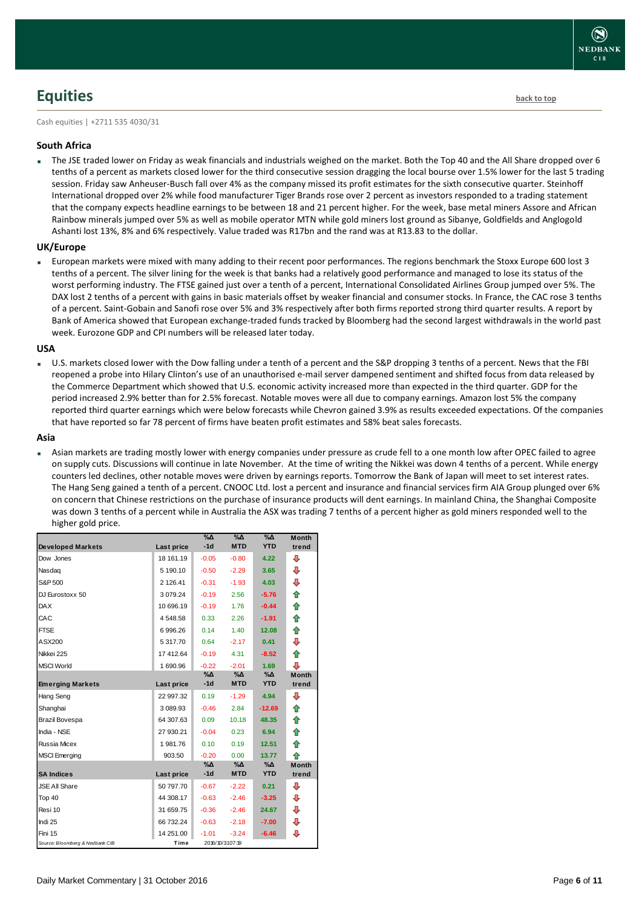## Equities

back to top

Cash equities | +2711 535 4030/31

### South Africa

- The JSE traded lower on Friday as weak financials and industrials weighed on the market. Both the Top 40 and the All Share dropped over 6 tenths of a percent as markets closed lower for the third consecutive session dragging the local bourse over 1.5% lower for the last 5 trading session. Friday saw Anheuser-Busch fall over 4% as the company missed its profit estimates for the sixth consecutive quarter. Steinhoff International dropped over 2% while food manufacturer Tiger Brands rose over 2 percent as investors responded to a trading statement that the company expects headline earnings to be between 18 and 21 percent higher. For the week, base metal miners Assore and African Rainbow minerals jumped over 5% as well as mobile operator MTN while gold miners lost ground as Sibanye, Goldfields and Anglogold Ashanti lost 13%, 8% and 6% respectively. Value traded was R17bn and the rand was at R13.83 to the dollar.

### UK/Europe

- European markets were mixed with many adding to their recent poor performances. The regions benchmark the Stoxx Europe 600 lost 3 tenths of a percent. The silver lining for the week is that banks had a relatively good performance and managed to lose its status of the worst performing industry. The FTSE gained just over a tenth of a percent, International Consolidated Airlines Group jumped over 5%. The DAX lost 2 tenths of a percent with gains in basic materials offset by weaker financial and consumer stocks. In France, the CAC rose 3 tenths of a percent. Saint-Gobain and Sanofi rose over 5% and 3% respectively after both firms reported strong third quarter results. A report by Bank of America showed that European exchange-traded funds tracked by Bloomberg had the second largest withdrawals in the world past week. Eurozone GDP and CPI numbers will be released later today.

### USA

- U.S. markets closed lower with the Dow falling under a tenth of a percent and the S&P dropping 3 tenths of a percent. News that the FBI reopened a probe into Hilary Clinton's use of an unauthorised e-mail server dampened sentiment and shifted focus from data released by the Commerce Department which showed that U.S. economic activity increased more than expected in the third quarter. GDP for the period increased 2.9% better than for 2.5% forecast. Notable moves were all due to company earnings. Amazon lost 5% the company reported third quarter earnings which were below forecasts while Chevron gained 3.9% as results exceeded expectations. Of the companies that have reported so far 78 percent of firms have beaten profit estimates and 58% beat sales forecasts.

### Asia

- Asian markets are trading mostly lower with energy companies under pressure as crude fell to a one month low after OPEC failed to agree on supply cuts. Discussions will continue in late November. At the time of writing the Nikkei was down 4 tenths of a percent. While energy counters led declines, other notable moves were driven by earnings reports. Tomorrow the Bank of Japan will meet to set interest rates. The Hang Seng gained a tenth of a percent. CNOOC Ltd. lost a percent and insurance and financial services firm AIA Group plunged over 6% on concern that Chinese restrictions on the purchase of insurance products will dent earnings. In mainland China, the Shanghai Composite was down 3 tenths of a percent while in Australia the ASX was trading 7 tenths of a percent higher as gold miners responded well to the higher gold price.

| Developed Markets | Last price | %Δ -1d | %Δ MTD | %Δ YTD | Month trend |
|---|---|---|---|---|---|
| Dow Jones | 18 161.19 | -0.05 | -0.80 | 4.22 | ⇩ |
| Nasdaq | 5 190.10 | -0.50 | -2.29 | 3.65 | ⇩ |
| S&P 500 | 2 126.41 | -0.31 | -1.93 | 4.03 | ⇩ |
| DJ Eurostoxx 50 | 3 079.24 | -0.19 | 2.56 | -5.76 | ⇧ |
| DAX | 10 696.19 | -0.19 | 1.76 | -0.44 | ⇧ |
| CAC | 4 548.58 | 0.33 | 2.26 | -1.91 | ⇧ |
| FTSE | 6 996.26 | 0.14 | 1.40 | 12.08 | ⇧ |
| ASX200 | 5 317.70 | 0.64 | -2.17 | 0.41 | ⇩ |
| Nikkei 225 | 17 412.64 | -0.19 | 4.31 | -8.52 | ⇧ |
| MSCI World | 1 690.96 | -0.22 | -2.01 | 1.69 | ⇩ |
| **Emerging Markets** | **Last price** | **%Δ -1d** | **%Δ MTD** | **%Δ YTD** | **Month trend** |
| Hang Seng | 22 997.32 | 0.19 | -1.29 | 4.94 | ⇩ |
| Shanghai | 3 089.93 | -0.46 | 2.84 | -12.69 | ⇧ |
| Brazil Bovespa | 64 307.63 | 0.09 | 10.18 | 48.35 | ⇧ |
| India - NSE | 27 930.21 | -0.04 | 0.23 | 6.94 | ⇧ |
| Russia Micex | 1 981.76 | 0.10 | 0.19 | 12.51 | ⇧ |
| MSCI Emerging | 903.50 | -0.20 | 0.00 | 13.77 | ⇧ |
| **SA Indices** | **Last price** | **%Δ -1d** | **%Δ MTD** | **%Δ YTD** | **Month trend** |
| JSE All Share | 50 797.70 | -0.67 | -2.22 | 0.21 | ⇩ |
| Top 40 | 44 308.17 | -0.63 | -2.46 | -3.25 | ⇩ |
| Resi 10 | 31 659.75 | -0.36 | -2.46 | 24.67 | ⇩ |
| Indi 25 | 66 732.24 | -0.63 | -2.18 | -7.00 | ⇩ |
| Fini 15 | 14 251.00 | -1.01 | -3.24 | -6.46 | ⇩ |
| Source: Bloomberg & Nedbank CIB | Time | 2016/10/31 07:19 | | | |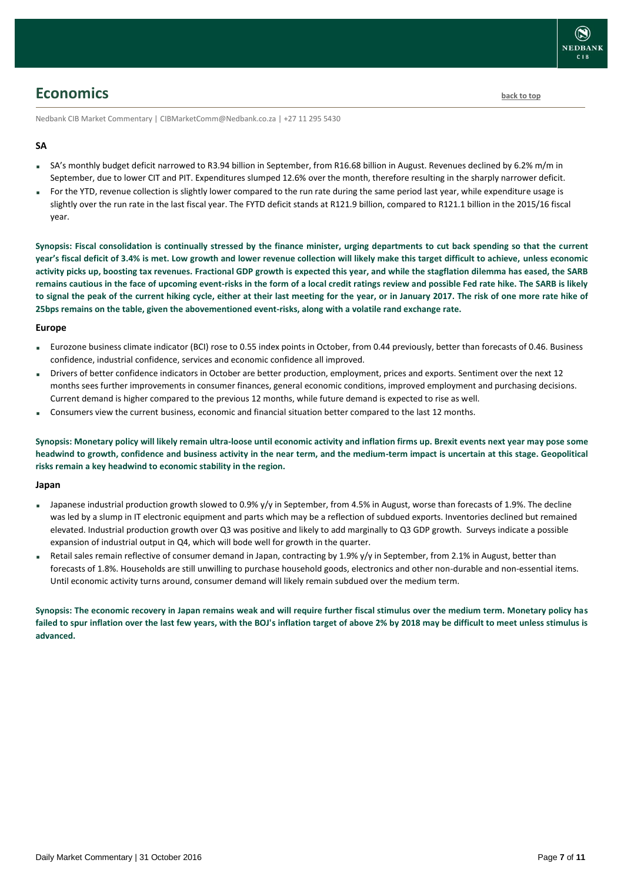# Economics

Nedbank CIB Market Commentary | CIBMarketComm@Nedbank.co.za | +27 11 295 5430

### SA

- SA's monthly budget deficit narrowed to R3.94 billion in September, from R16.68 billion in August. Revenues declined by 6.2% m/m in September, due to lower CIT and PIT. Expenditures slumped 12.6% over the month, therefore resulting in the sharply narrower deficit.
- For the YTD, revenue collection is slightly lower compared to the run rate during the same period last year, while expenditure usage is slightly over the run rate in the last fiscal year. The FYTD deficit stands at R121.9 billion, compared to R121.1 billion in the 2015/16 fiscal year.

**Synopsis: Fiscal consolidation is continually stressed by the finance minister, urging departments to cut back spending so that the current year's fiscal deficit of 3.4% is met. Low growth and lower revenue collection will likely make this target difficult to achieve, unless economic activity picks up, boosting tax revenues. Fractional GDP growth is expected this year, and while the stagflation dilemma has eased, the SARB remains cautious in the face of upcoming event-risks in the form of a local credit ratings review and possible Fed rate hike. The SARB is likely to signal the peak of the current hiking cycle, either at their last meeting for the year, or in January 2017. The risk of one more rate hike of 25bps remains on the table, given the abovementioned event-risks, along with a volatile rand exchange rate.**

### Europe

- Eurozone business climate indicator (BCI) rose to 0.55 index points in October, from 0.44 previously, better than forecasts of 0.46. Business confidence, industrial confidence, services and economic confidence all improved.
- Drivers of better confidence indicators in October are better production, employment, prices and exports. Sentiment over the next 12 months sees further improvements in consumer finances, general economic conditions, improved employment and purchasing decisions. Current demand is higher compared to the previous 12 months, while future demand is expected to rise as well.
- Consumers view the current business, economic and financial situation better compared to the last 12 months.

**Synopsis: Monetary policy will likely remain ultra-loose until economic activity and inflation firms up. Brexit events next year may pose some headwind to growth, confidence and business activity in the near term, and the medium-term impact is uncertain at this stage. Geopolitical risks remain a key headwind to economic stability in the region.**

### Japan

- Japanese industrial production growth slowed to 0.9% y/y in September, from 4.5% in August, worse than forecasts of 1.9%. The decline was led by a slump in IT electronic equipment and parts which may be a reflection of subdued exports. Inventories declined but remained elevated. Industrial production growth over Q3 was positive and likely to add marginally to Q3 GDP growth. Surveys indicate a possible expansion of industrial output in Q4, which will bode well for growth in the quarter.
- Retail sales remain reflective of consumer demand in Japan, contracting by 1.9% y/y in September, from 2.1% in August, better than forecasts of 1.8%. Households are still unwilling to purchase household goods, electronics and other non-durable and non-essential items. Until economic activity turns around, consumer demand will likely remain subdued over the medium term.

**Synopsis: The economic recovery in Japan remains weak and will require further fiscal stimulus over the medium term. Monetary policy has failed to spur inflation over the last few years, with the BOJ's inflation target of above 2% by 2018 may be difficult to meet unless stimulus is advanced.**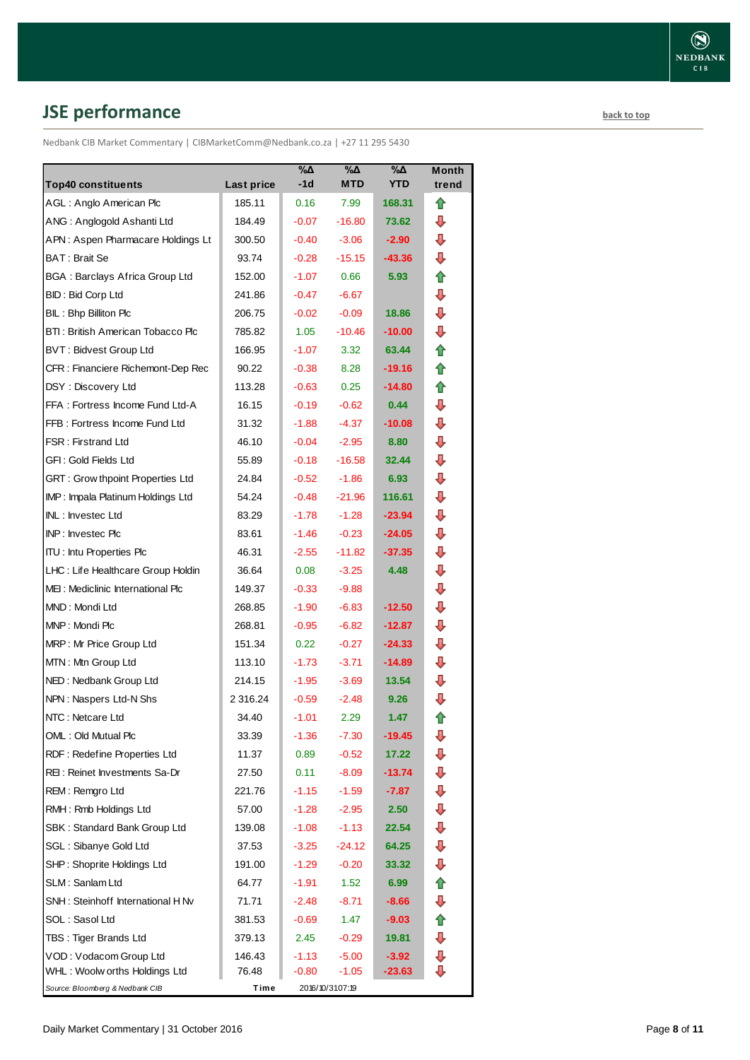## JSE performance

back to top

Nedbank CIB Market Commentary | CIBMarketComm@Nedbank.co.za | +27 11 295 5430

| Top40 constituents | Last price | %Δ -1d | %Δ MTD | %Δ YTD | Month trend |
|---|---|---|---|---|---|
| AGL : Anglo American Plc | 185.11 | 0.16 | 7.99 | 168.31 | ⇧ |
| ANG : Anglogold Ashanti Ltd | 184.49 | -0.07 | -16.80 | 73.62 | ⇩ |
| APN : Aspen Pharmacare Holdings Lt | 300.50 | -0.40 | -3.06 | -2.90 | ⇩ |
| BAT : Brait Se | 93.74 | -0.28 | -15.15 | -43.36 | ⇩ |
| BGA : Barclays Africa Group Ltd | 152.00 | -1.07 | 0.66 | 5.93 | ⇧ |
| BID : Bid Corp Ltd | 241.86 | -0.47 | -6.67 | | ⇩ |
| BIL : Bhp Billiton Plc | 206.75 | -0.02 | -0.09 | 18.86 | ⇩ |
| BTI : British American Tobacco Plc | 785.82 | 1.05 | -10.46 | -10.00 | ⇩ |
| BVT : Bidvest Group Ltd | 166.95 | -1.07 | 3.32 | 63.44 | ⇧ |
| CFR : Financiere Richemont-Dep Rec | 90.22 | -0.38 | 8.28 | -19.16 | ⇧ |
| DSY : Discovery Ltd | 113.28 | -0.63 | 0.25 | -14.80 | ⇧ |
| FFA : Fortress Income Fund Ltd-A | 16.15 | -0.19 | -0.62 | 0.44 | ⇩ |
| FFB : Fortress Income Fund Ltd | 31.32 | -1.88 | -4.37 | -10.08 | ⇩ |
| FSR : Firstrand Ltd | 46.10 | -0.04 | -2.95 | 8.80 | ⇩ |
| GFI : Gold Fields Ltd | 55.89 | -0.18 | -16.58 | 32.44 | ⇩ |
| GRT : Growthpoint Properties Ltd | 24.84 | -0.52 | -1.86 | 6.93 | ⇩ |
| IMP : Impala Platinum Holdings Ltd | 54.24 | -0.48 | -21.96 | 116.61 | ⇩ |
| INL : Investec Ltd | 83.29 | -1.78 | -1.28 | -23.94 | ⇩ |
| INP : Investec Plc | 83.61 | -1.46 | -0.23 | -24.05 | ⇩ |
| ITU : Intu Properties Plc | 46.31 | -2.55 | -11.82 | -37.35 | ⇩ |
| LHC : Life Healthcare Group Holdin | 36.64 | 0.08 | -3.25 | 4.48 | ⇩ |
| MEI : Mediclinic International Plc | 149.37 | -0.33 | -9.88 | | ⇩ |
| MND : Mondi Ltd | 268.85 | -1.90 | -6.83 | -12.50 | ⇩ |
| MNP : Mondi Plc | 268.81 | -0.95 | -6.82 | -12.87 | ⇩ |
| MRP : Mr Price Group Ltd | 151.34 | 0.22 | -0.27 | -24.33 | ⇩ |
| MTN : Mtn Group Ltd | 113.10 | -1.73 | -3.71 | -14.89 | ⇩ |
| NED : Nedbank Group Ltd | 214.15 | -1.95 | -3.69 | 13.54 | ⇩ |
| NPN : Naspers Ltd-N Shs | 2 316.24 | -0.59 | -2.48 | 9.26 | ⇩ |
| NTC : Netcare Ltd | 34.40 | -1.01 | 2.29 | 1.47 | ⇧ |
| OML : Old Mutual Plc | 33.39 | -1.36 | -7.30 | -19.45 | ⇩ |
| RDF : Redefine Properties Ltd | 11.37 | 0.89 | -0.52 | 17.22 | ⇩ |
| REI : Reinet Investments Sa-Dr | 27.50 | 0.11 | -8.09 | -13.74 | ⇩ |
| REM : Remgro Ltd | 221.76 | -1.15 | -1.59 | -7.87 | ⇩ |
| RMH : Rmb Holdings Ltd | 57.00 | -1.28 | -2.95 | 2.50 | ⇩ |
| SBK : Standard Bank Group Ltd | 139.08 | -1.08 | -1.13 | 22.54 | ⇩ |
| SGL : Sibanye Gold Ltd | 37.53 | -3.25 | -24.12 | 64.25 | ⇩ |
| SHP : Shoprite Holdings Ltd | 191.00 | -1.29 | -0.20 | 33.32 | ⇩ |
| SLM : Sanlam Ltd | 64.77 | -1.91 | 1.52 | 6.99 | ⇧ |
| SNH : Steinhoff International H Nv | 71.71 | -2.48 | -8.71 | -8.66 | ⇩ |
| SOL : Sasol Ltd | 381.53 | -0.69 | 1.47 | -9.03 | ⇧ |
| TBS : Tiger Brands Ltd | 379.13 | 2.45 | -0.29 | 19.81 | ⇩ |
| VOD : Vodacom Group Ltd | 146.43 | -1.13 | -5.00 | -3.92 | ⇩ |
| WHL : Woolworths Holdings Ltd | 76.48 | -0.80 | -1.05 | -23.63 | ⇩ |

*Source: Bloomberg & Nedbank CIB* **Time** 2016/10/31 07:19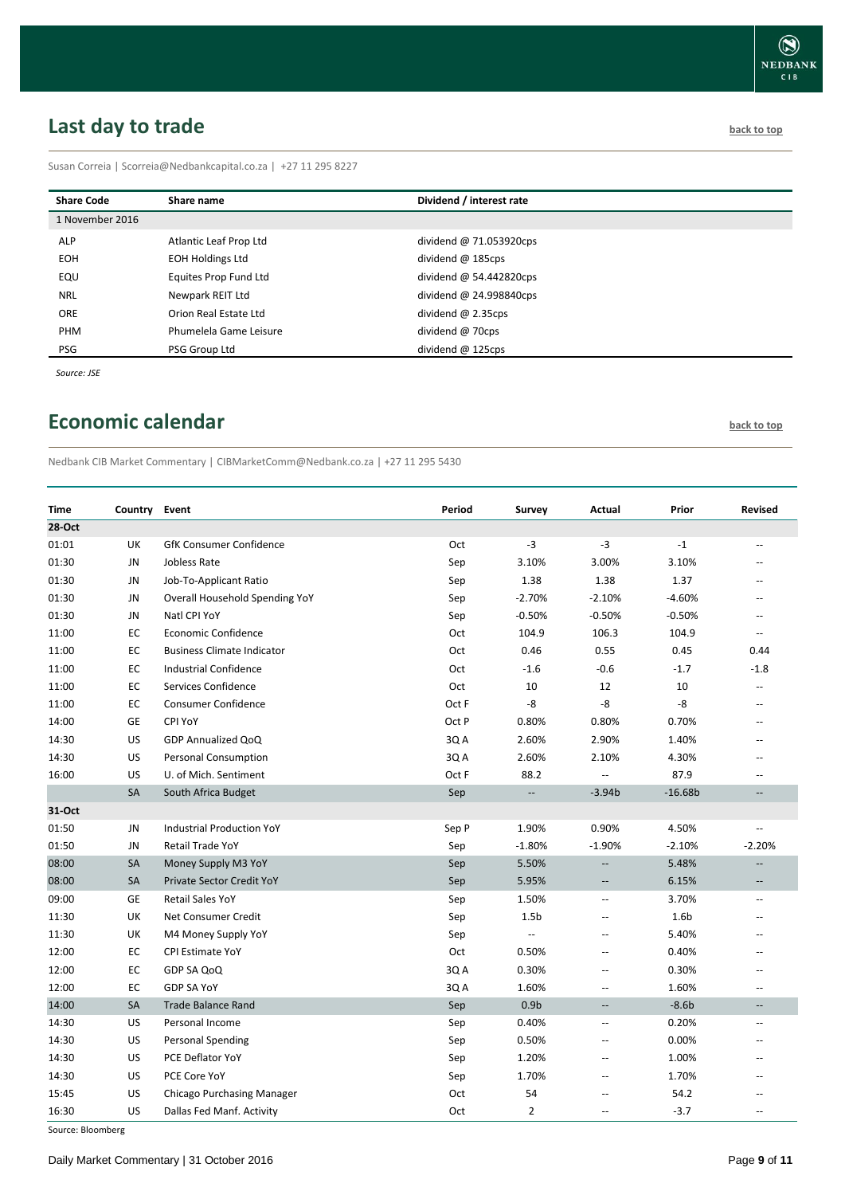## Last day to trade

back to top

Susan Correia | Scorreia@Nedbankcapital.co.za | +27 11 295 8227

| Share Code | Share name | Dividend / interest rate |
|---|---|---|
| 1 November 2016 | | |
| ALP | Atlantic Leaf Prop Ltd | dividend @ 71.053920cps |
| EOH | EOH Holdings Ltd | dividend @ 185cps |
| EQU | Equites Prop Fund Ltd | dividend @ 54.442820cps |
| NRL | Newpark REIT Ltd | dividend @ 24.998840cps |
| ORE | Orion Real Estate Ltd | dividend @ 2.35cps |
| PHM | Phumelela Game Leisure | dividend @ 70cps |
| PSG | PSG Group Ltd | dividend @ 125cps |

*Source: JSE*

## Economic calendar

back to top

Nedbank CIB Market Commentary | CIBMarketComm@Nedbank.co.za | +27 11 295 5430

| Time | Country | Event | Period | Survey | Actual | Prior | Revised |
|---|---|---|---|---|---|---|---|
| **28-Oct** | | | | | | | |
| 01:01 | UK | GfK Consumer Confidence | Oct | -3 | -3 | -1 | -- |
| 01:30 | JN | Jobless Rate | Sep | 3.10% | 3.00% | 3.10% | -- |
| 01:30 | JN | Job-To-Applicant Ratio | Sep | 1.38 | 1.38 | 1.37 | -- |
| 01:30 | JN | Overall Household Spending YoY | Sep | -2.70% | -2.10% | -4.60% | -- |
| 01:30 | JN | Natl CPI YoY | Sep | -0.50% | -0.50% | -0.50% | -- |
| 11:00 | EC | Economic Confidence | Oct | 104.9 | 106.3 | 104.9 | -- |
| 11:00 | EC | Business Climate Indicator | Oct | 0.46 | 0.55 | 0.45 | 0.44 |
| 11:00 | EC | Industrial Confidence | Oct | -1.6 | -0.6 | -1.7 | -1.8 |
| 11:00 | EC | Services Confidence | Oct | 10 | 12 | 10 | -- |
| 11:00 | EC | Consumer Confidence | Oct F | -8 | -8 | -8 | -- |
| 14:00 | GE | CPI YoY | Oct P | 0.80% | 0.80% | 0.70% | -- |
| 14:30 | US | GDP Annualized QoQ | 3Q A | 2.60% | 2.90% | 1.40% | -- |
| 14:30 | US | Personal Consumption | 3Q A | 2.60% | 2.10% | 4.30% | -- |
| 16:00 | US | U. of Mich. Sentiment | Oct F | 88.2 | -- | 87.9 | -- |
| | SA | South Africa Budget | Sep | -- | -3.94b | -16.68b | -- |
| **31-Oct** | | | | | | | |
| 01:50 | JN | Industrial Production YoY | Sep P | 1.90% | 0.90% | 4.50% | -- |
| 01:50 | JN | Retail Trade YoY | Sep | -1.80% | -1.90% | -2.10% | -2.20% |
| 08:00 | SA | Money Supply M3 YoY | Sep | 5.50% | -- | 5.48% | -- |
| 08:00 | SA | Private Sector Credit YoY | Sep | 5.95% | -- | 6.15% | -- |
| 09:00 | GE | Retail Sales YoY | Sep | 1.50% | -- | 3.70% | -- |
| 11:30 | UK | Net Consumer Credit | Sep | 1.5b | -- | 1.6b | -- |
| 11:30 | UK | M4 Money Supply YoY | Sep | -- | -- | 5.40% | -- |
| 12:00 | EC | CPI Estimate YoY | Oct | 0.50% | -- | 0.40% | -- |
| 12:00 | EC | GDP SA QoQ | 3Q A | 0.30% | -- | 0.30% | -- |
| 12:00 | EC | GDP SA YoY | 3Q A | 1.60% | -- | 1.60% | -- |
| 14:00 | SA | Trade Balance Rand | Sep | 0.9b | -- | -8.6b | -- |
| 14:30 | US | Personal Income | Sep | 0.40% | -- | 0.20% | -- |
| 14:30 | US | Personal Spending | Sep | 0.50% | -- | 0.00% | -- |
| 14:30 | US | PCE Deflator YoY | Sep | 1.20% | -- | 1.00% | -- |
| 14:30 | US | PCE Core YoY | Sep | 1.70% | -- | 1.70% | -- |
| 15:45 | US | Chicago Purchasing Manager | Oct | 54 | -- | 54.2 | -- |
| 16:30 | US | Dallas Fed Manf. Activity | Oct | 2 | -- | -3.7 | -- |

Source: Bloomberg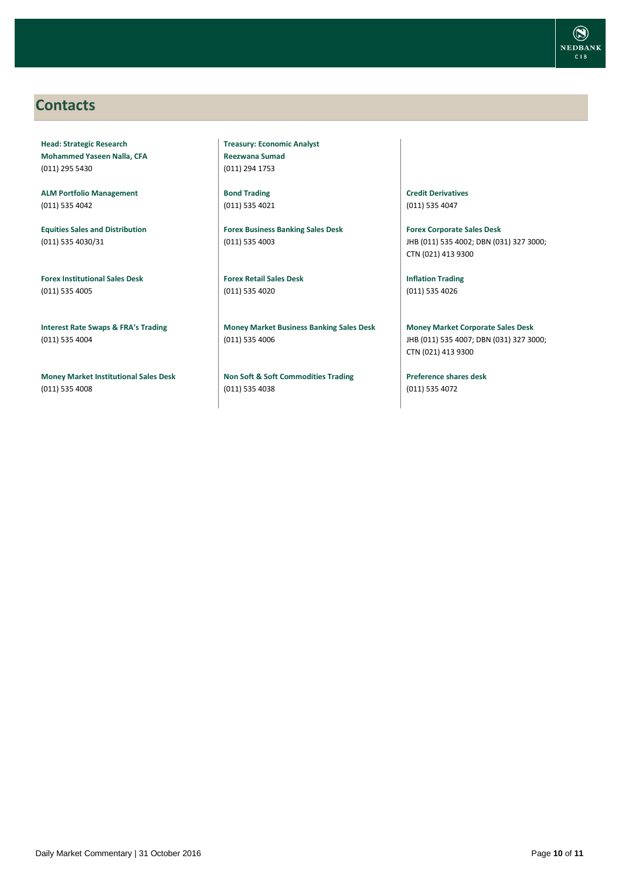## Contacts

**Head: Strategic Research**
**Mohammed Yaseen Nalla, CFA**
(011) 295 5430

**Treasury: Economic Analyst**
**Reezwana Sumad**
(011) 294 1753

**ALM Portfolio Management**
(011) 535 4042

**Bond Trading**
(011) 535 4021

**Credit Derivatives**
(011) 535 4047

**Equities Sales and Distribution**
(011) 535 4030/31

**Forex Business Banking Sales Desk**
(011) 535 4003

**Forex Corporate Sales Desk**
JHB (011) 535 4002; DBN (031) 327 3000; CTN (021) 413 9300

**Forex Institutional Sales Desk**
(011) 535 4005

**Forex Retail Sales Desk**
(011) 535 4020

**Inflation Trading**
(011) 535 4026

**Interest Rate Swaps & FRA's Trading**
(011) 535 4004

**Money Market Business Banking Sales Desk**
(011) 535 4006

**Money Market Corporate Sales Desk**
JHB (011) 535 4007; DBN (031) 327 3000; CTN (021) 413 9300

**Money Market Institutional Sales Desk**
(011) 535 4008

**Non Soft & Soft Commodities Trading**
(011) 535 4038

**Preference shares desk**
(011) 535 4072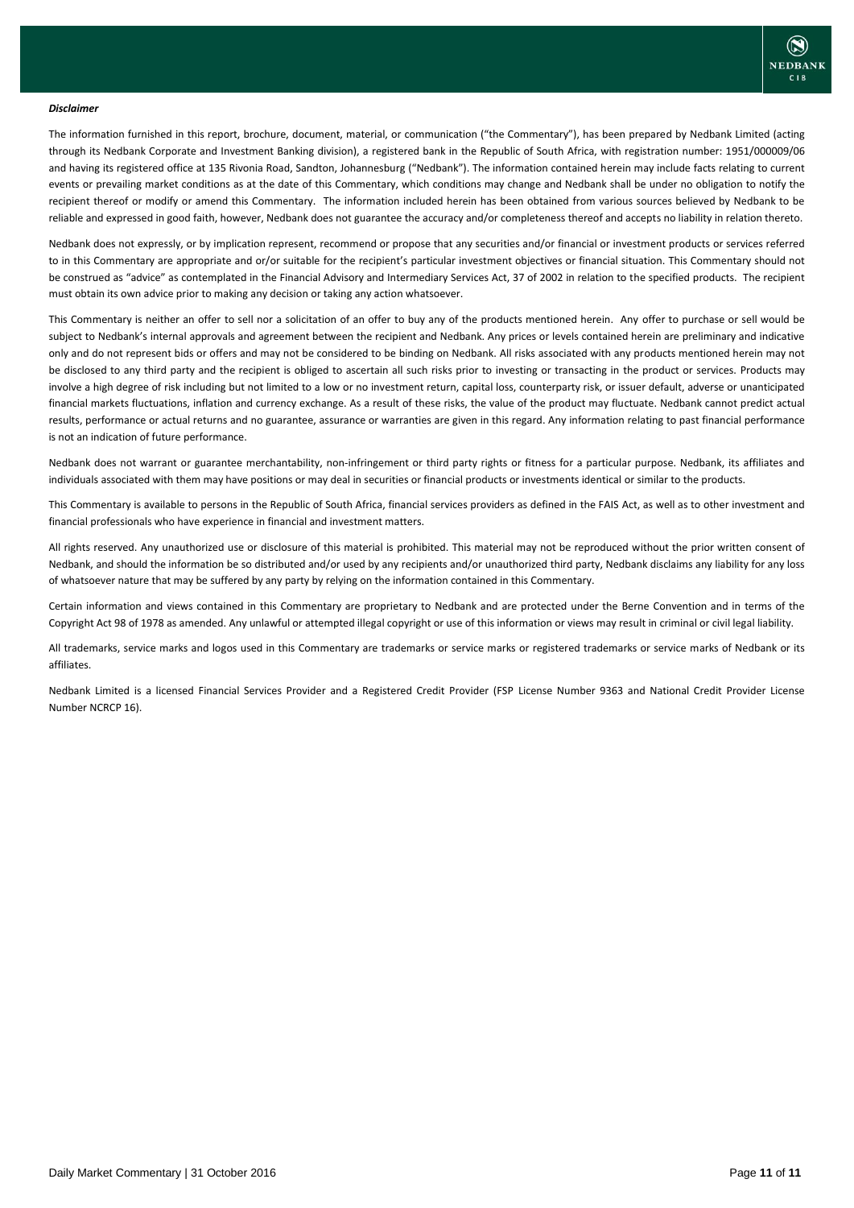***Disclaimer***

The information furnished in this report, brochure, document, material, or communication ("the Commentary"), has been prepared by Nedbank Limited (acting through its Nedbank Corporate and Investment Banking division), a registered bank in the Republic of South Africa, with registration number: 1951/000009/06 and having its registered office at 135 Rivonia Road, Sandton, Johannesburg ("Nedbank"). The information contained herein may include facts relating to current events or prevailing market conditions as at the date of this Commentary, which conditions may change and Nedbank shall be under no obligation to notify the recipient thereof or modify or amend this Commentary. The information included herein has been obtained from various sources believed by Nedbank to be reliable and expressed in good faith, however, Nedbank does not guarantee the accuracy and/or completeness thereof and accepts no liability in relation thereto.

Nedbank does not expressly, or by implication represent, recommend or propose that any securities and/or financial or investment products or services referred to in this Commentary are appropriate and or/or suitable for the recipient's particular investment objectives or financial situation. This Commentary should not be construed as "advice" as contemplated in the Financial Advisory and Intermediary Services Act, 37 of 2002 in relation to the specified products. The recipient must obtain its own advice prior to making any decision or taking any action whatsoever.

This Commentary is neither an offer to sell nor a solicitation of an offer to buy any of the products mentioned herein. Any offer to purchase or sell would be subject to Nedbank's internal approvals and agreement between the recipient and Nedbank. Any prices or levels contained herein are preliminary and indicative only and do not represent bids or offers and may not be considered to be binding on Nedbank. All risks associated with any products mentioned herein may not be disclosed to any third party and the recipient is obliged to ascertain all such risks prior to investing or transacting in the product or services. Products may involve a high degree of risk including but not limited to a low or no investment return, capital loss, counterparty risk, or issuer default, adverse or unanticipated financial markets fluctuations, inflation and currency exchange. As a result of these risks, the value of the product may fluctuate. Nedbank cannot predict actual results, performance or actual returns and no guarantee, assurance or warranties are given in this regard. Any information relating to past financial performance is not an indication of future performance.

Nedbank does not warrant or guarantee merchantability, non-infringement or third party rights or fitness for a particular purpose. Nedbank, its affiliates and individuals associated with them may have positions or may deal in securities or financial products or investments identical or similar to the products.

This Commentary is available to persons in the Republic of South Africa, financial services providers as defined in the FAIS Act, as well as to other investment and financial professionals who have experience in financial and investment matters.

All rights reserved. Any unauthorized use or disclosure of this material is prohibited. This material may not be reproduced without the prior written consent of Nedbank, and should the information be so distributed and/or used by any recipients and/or unauthorized third party, Nedbank disclaims any liability for any loss of whatsoever nature that may be suffered by any party by relying on the information contained in this Commentary.

Certain information and views contained in this Commentary are proprietary to Nedbank and are protected under the Berne Convention and in terms of the Copyright Act 98 of 1978 as amended. Any unlawful or attempted illegal copyright or use of this information or views may result in criminal or civil legal liability.

All trademarks, service marks and logos used in this Commentary are trademarks or service marks or registered trademarks or service marks of Nedbank or its affiliates.

Nedbank Limited is a licensed Financial Services Provider and a Registered Credit Provider (FSP License Number 9363 and National Credit Provider License Number NCRCP 16).